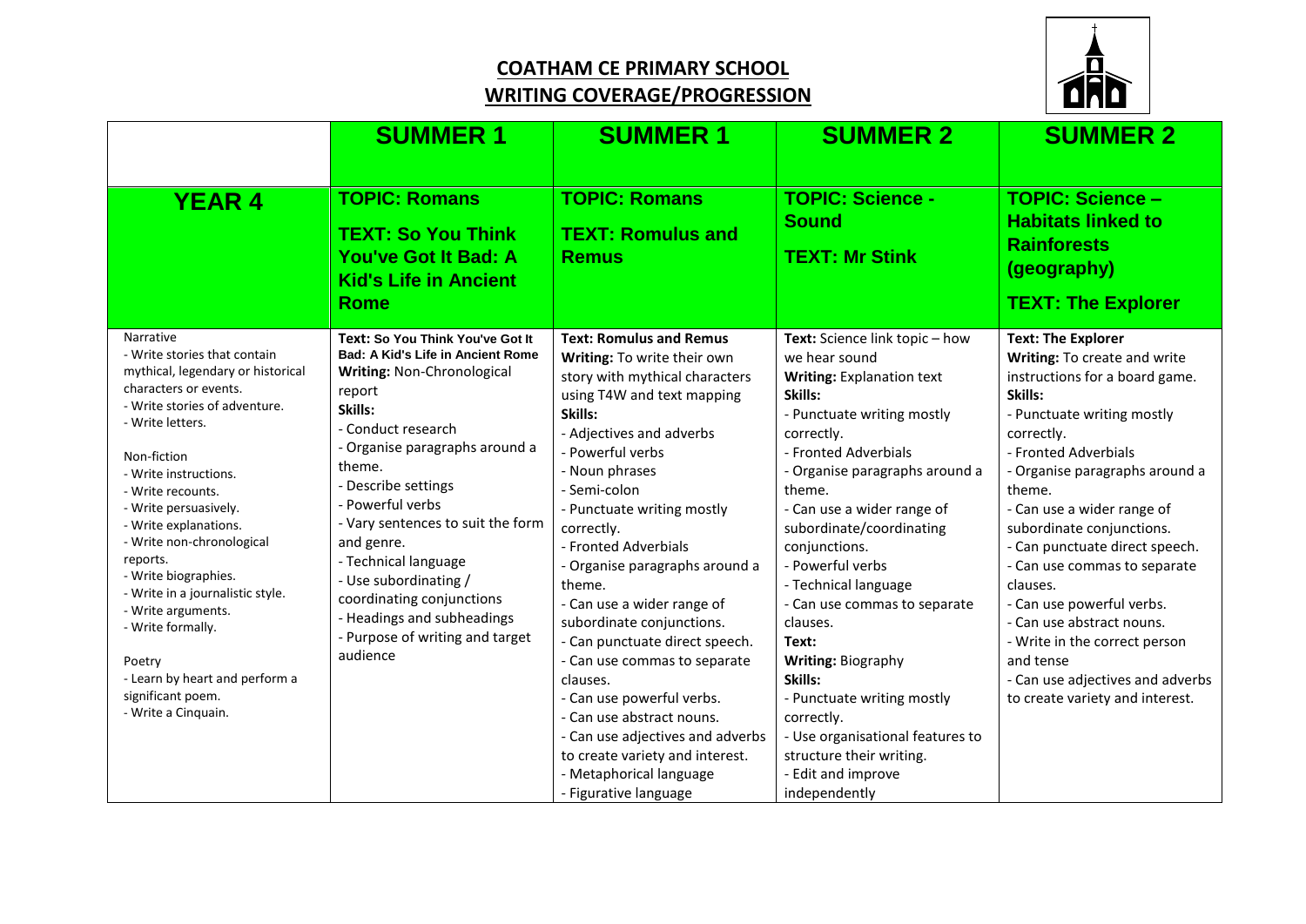# COATHAM CE PRIMARY SCHOOL
## WRITING COVERAGE/PROGRESSION

| | **SUMMER 1** | **SUMMER 1** | **SUMMER 2** | **SUMMER 2** |
|---|---|---|---|---|
| **YEAR 4** | **TOPIC: Romans**<br><br>**TEXT: So You Think You've Got It Bad: A Kid's Life in Ancient Rome** | **TOPIC: Romans**<br><br>**TEXT: Romulus and Remus** | **TOPIC: Science - Sound**<br><br>**TEXT: Mr Stink** | **TOPIC: Science – Habitats linked to Rainforests (geography)**<br><br>**TEXT: The Explorer** |
| Narrative<br>- Write stories that contain mythical, legendary or historical characters or events.<br>- Write stories of adventure.<br>- Write letters.<br><br>Non-fiction<br>- Write instructions.<br>- Write recounts.<br>- Write persuasively.<br>- Write explanations.<br>- Write non-chronological reports.<br>- Write biographies.<br>- Write in a journalistic style.<br>- Write arguments.<br>- Write formally.<br><br>Poetry<br>- Learn by heart and perform a significant poem.<br>- Write a Cinquain. | **Text: So You Think You've Got It Bad: A Kid's Life in Ancient Rome**<br>**Writing:** Non-Chronological report<br>**Skills:**<br>- Conduct research<br>- Organise paragraphs around a theme.<br>- Describe settings<br>- Powerful verbs<br>- Vary sentences to suit the form and genre.<br>- Technical language<br>- Use subordinating / coordinating conjunctions<br>- Headings and subheadings<br>- Purpose of writing and target audience | **Text: Romulus and Remus**<br>**Writing:** To write their own story with mythical characters using T4W and text mapping<br>**Skills:**<br>- Adjectives and adverbs<br>- Powerful verbs<br>- Noun phrases<br>- Semi-colon<br>- Punctuate writing mostly correctly.<br>- Fronted Adverbials<br>- Organise paragraphs around a theme.<br>- Can use a wider range of subordinate conjunctions.<br>- Can punctuate direct speech.<br>- Can use commas to separate clauses.<br>- Can use powerful verbs.<br>- Can use abstract nouns.<br>- Can use adjectives and adverbs to create variety and interest.<br>- Metaphorical language<br>- Figurative language | **Text:** Science link topic – how we hear sound<br>**Writing:** Explanation text<br>**Skills:**<br>- Punctuate writing mostly correctly.<br>- Fronted Adverbials<br>- Organise paragraphs around a theme.<br>- Can use a wider range of subordinate/coordinating conjunctions.<br>- Powerful verbs<br>- Technical language<br>- Can use commas to separate clauses.<br>**Text:**<br>**Writing:** Biography<br>**Skills:**<br>- Punctuate writing mostly correctly.<br>- Use organisational features to structure their writing.<br>- Edit and improve independently | **Text: The Explorer**<br>**Writing:** To create and write instructions for a board game.<br>**Skills:**<br>- Punctuate writing mostly correctly.<br>- Fronted Adverbials<br>- Organise paragraphs around a theme.<br>- Can use a wider range of subordinate conjunctions.<br>- Can punctuate direct speech.<br>- Can use commas to separate clauses.<br>- Can use powerful verbs.<br>- Can use abstract nouns.<br>- Write in the correct person and tense<br>- Can use adjectives and adverbs to create variety and interest. |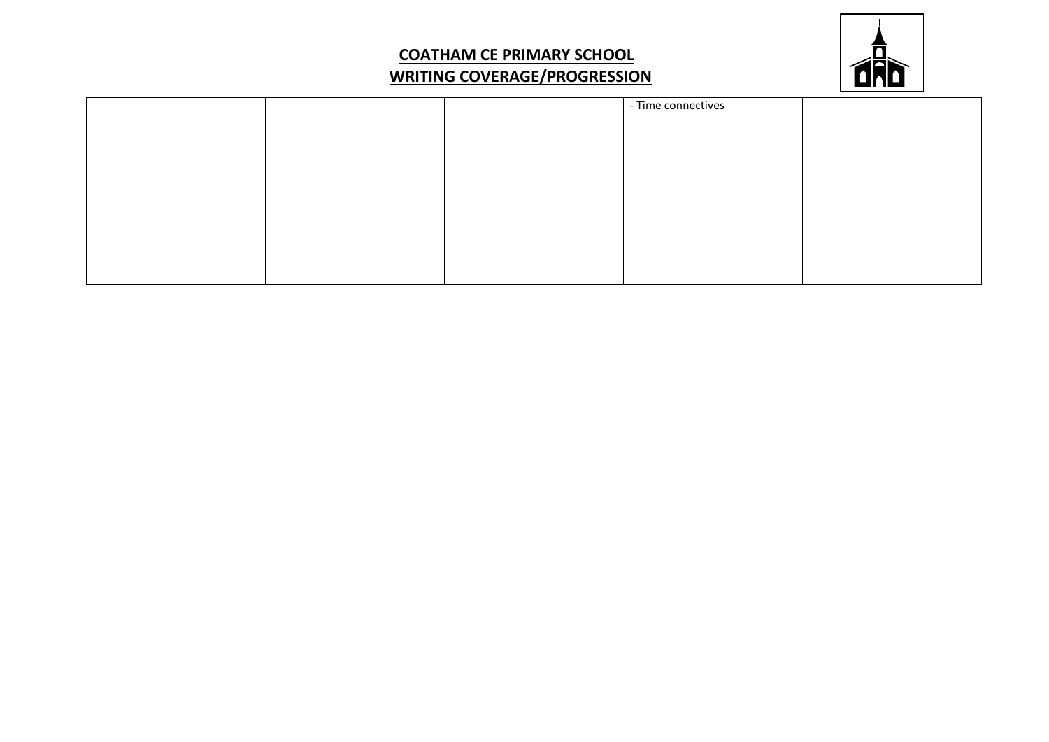## COATHAM CE PRIMARY SCHOOL
## WRITING COVERAGE/PROGRESSION

| | | | | |
|---|---|---|---|---|
| | | | - Time connectives | |